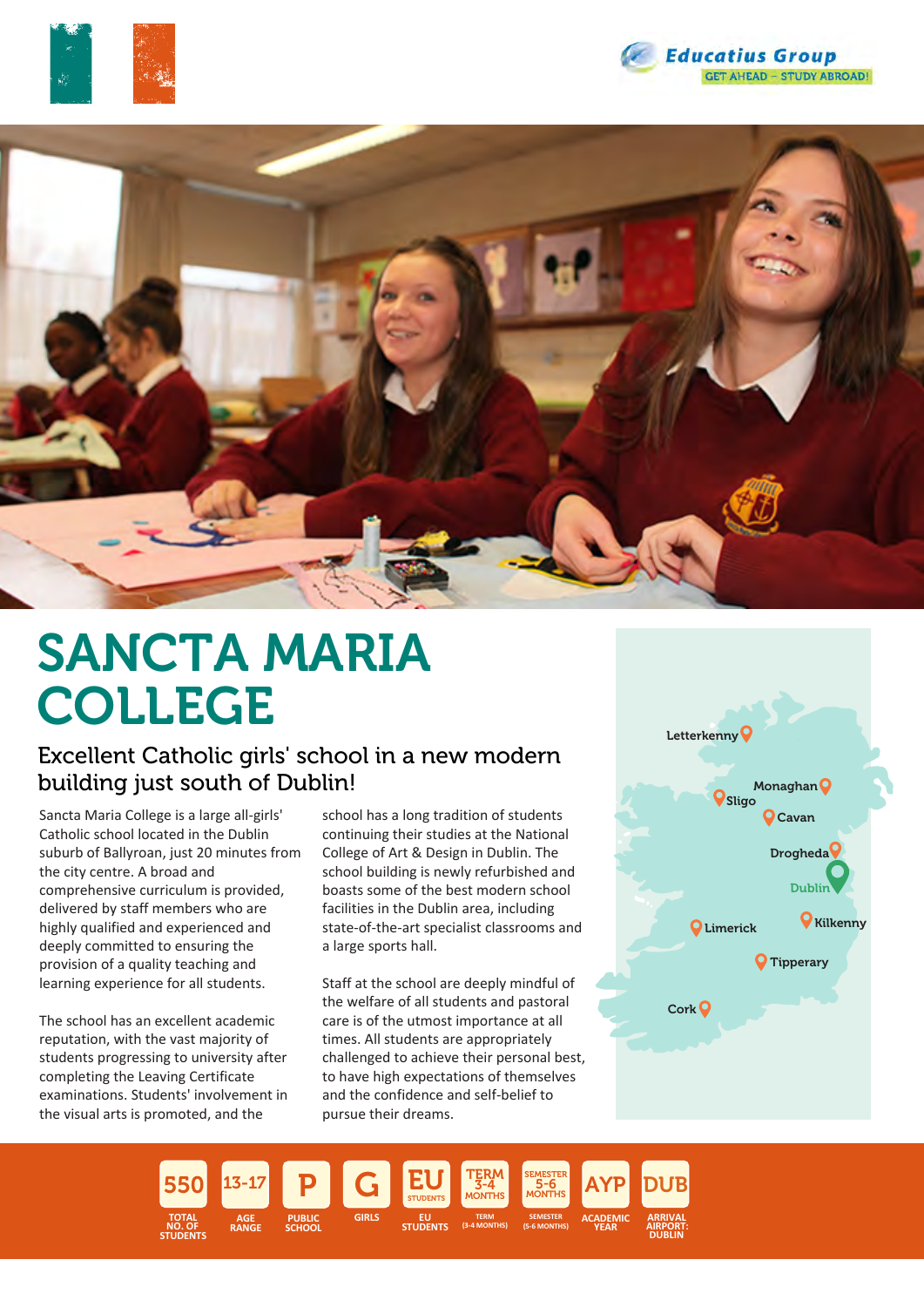Educatius Group
GET AHEAD – STUDY ABROAD!

# SANCTA MARIA COLLEGE

## Excellent Catholic girls' school in a new modern building just south of Dublin!

Sancta Maria College is a large all-girls' Catholic school located in the Dublin suburb of Ballyroan, just 20 minutes from the city centre. A broad and comprehensive curriculum is provided, delivered by staff members who are highly qualified and experienced and deeply committed to ensuring the provision of a quality teaching and learning experience for all students.

The school has an excellent academic reputation, with the vast majority of students progressing to university after completing the Leaving Certificate examinations. Students' involvement in the visual arts is promoted, and the school has a long tradition of students continuing their studies at the National College of Art & Design in Dublin. The school building is newly refurbished and boasts some of the best modern school facilities in the Dublin area, including state-of-the-art specialist classrooms and a large sports hall.

Staff at the school are deeply mindful of the welfare of all students and pastoral care is of the utmost importance at all times. All students are appropriately challenged to achieve their personal best, to have high expectations of themselves and the confidence and self-belief to pursue their dreams.

Letterkenny, Monaghan, Sligo, Cavan, Drogheda, Dublin, Limerick, Kilkenny, Tipperary, Cork

| 550 | 13-17 | P | G | EU STUDENTS | TERM 3-4 MONTHS | SEMESTER 5-6 MONTHS | AYP | DUB |
|---|---|---|---|---|---|---|---|---|
| TOTAL NO. OF STUDENTS | AGE RANGE | PUBLIC SCHOOL | GIRLS | EU STUDENTS | TERM (3-4 MONTHS) | SEMESTER (5-6 MONTHS) | ACADEMIC YEAR | ARRIVAL AIRPORT: DUBLIN |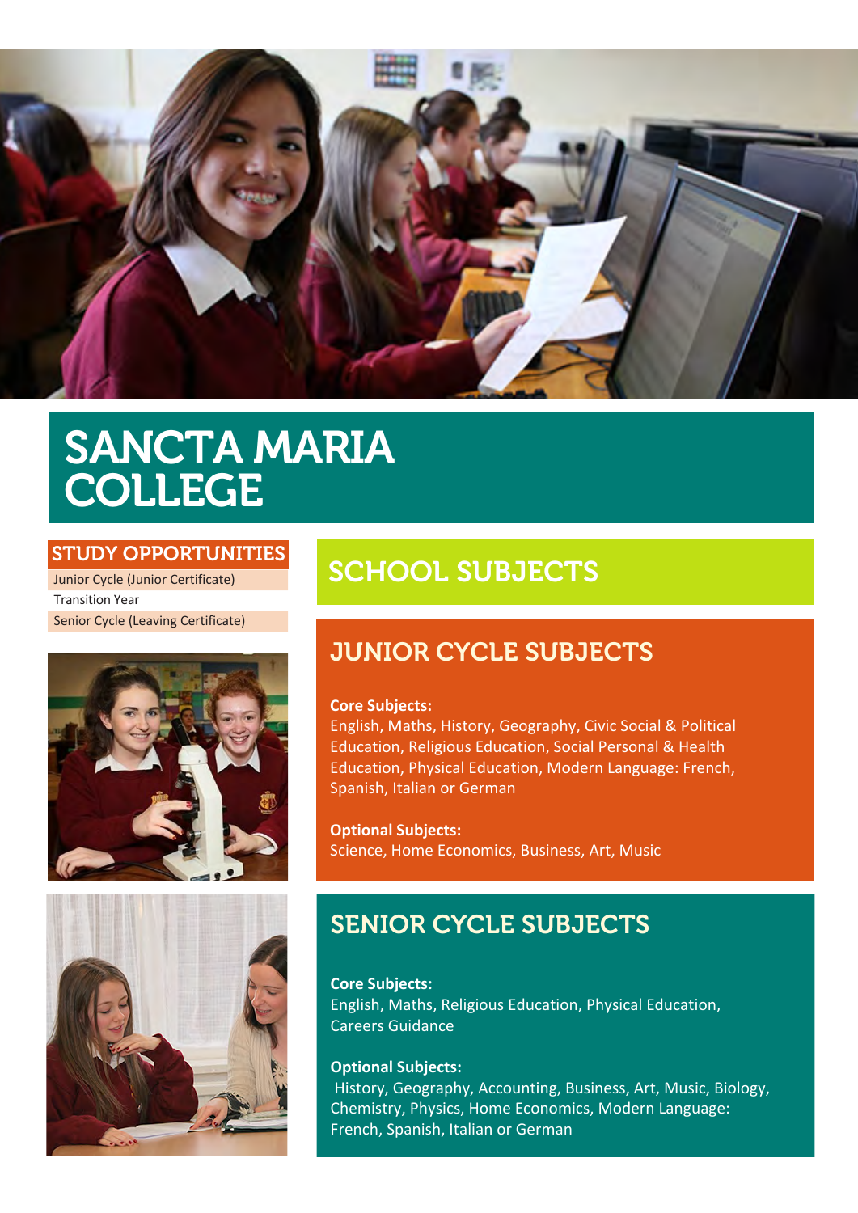# SANCTA MARIA COLLEGE

## STUDY OPPORTUNITIES

- Junior Cycle (Junior Certificate)
- Transition Year
- Senior Cycle (Leaving Certificate)

## SCHOOL SUBJECTS

### JUNIOR CYCLE SUBJECTS

**Core Subjects:**
English, Maths, History, Geography, Civic Social & Political Education, Religious Education, Social Personal & Health Education, Physical Education, Modern Language: French, Spanish, Italian or German

**Optional Subjects:**
Science, Home Economics, Business, Art, Music

### SENIOR CYCLE SUBJECTS

**Core Subjects:**
English, Maths, Religious Education, Physical Education, Careers Guidance

**Optional Subjects:**
History, Geography, Accounting, Business, Art, Music, Biology, Chemistry, Physics, Home Economics, Modern Language: French, Spanish, Italian or German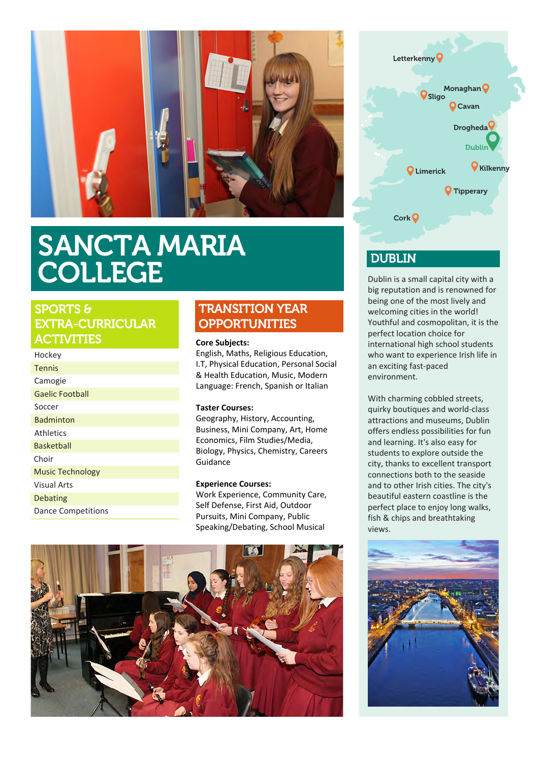# SANCTA MARIA COLLEGE

## SPORTS & EXTRA-CURRICULAR ACTIVITIES

- Hockey
- Tennis
- Camogie
- Gaelic Football
- Soccer
- Badminton
- Athletics
- Basketball
- Choir
- Music Technology
- Visual Arts
- Debating
- Dance Competitions

## TRANSITION YEAR OPPORTUNITIES

**Core Subjects:**
English, Maths, Religious Education, I.T, Physical Education, Personal Social & Health Education, Music, Modern Language: French, Spanish or Italian

**Taster Courses:**
Geography, History, Accounting, Business, Mini Company, Art, Home Economics, Film Studies/Media, Biology, Physics, Chemistry, Careers Guidance

**Experience Courses:**
Work Experience, Community Care, Self Defense, First Aid, Outdoor Pursuits, Mini Company, Public Speaking/Debating, School Musical

Letterkenny
Monaghan
Sligo
Cavan
Drogheda
Dublin
Limerick
Kilkenny
Tipperary
Cork

## DUBLIN

Dublin is a small capital city with a big reputation and is renowned for being one of the most lively and welcoming cities in the world! Youthful and cosmopolitan, it is the perfect location choice for international high school students who want to experience Irish life in an exciting fast-paced environment.

With charming cobbled streets, quirky boutiques and world-class attractions and museums, Dublin offers endless possibilities for fun and learning. It's also easy for students to explore outside the city, thanks to excellent transport connections both to the seaside and to other Irish cities. The city's beautiful eastern coastline is the perfect place to enjoy long walks, fish & chips and breathtaking views.